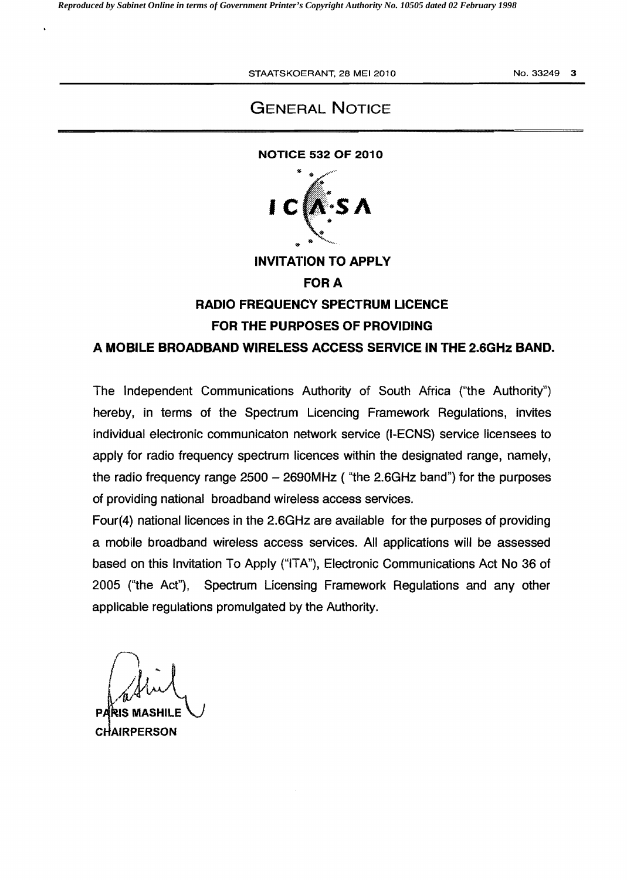# GENERAL NOTICE

**NOTICE 532 OF 2010**

ICASA

**INVITATION TO APPLY**

**FOR A**

**RADIO FREQUENCY SPECTRUM LICENCE**

**FOR THE PURPOSES OF PROVIDING**

**A MOBILE BROADBAND WIRELESS ACCESS SERVICE IN THE 2.6GHz BAND.**

The Independent Communications Authority of South Africa ("the Authority") hereby, in terms of the Spectrum Licencing Framework Regulations, invites individual electronic communicaton network service (I-ECNS) service licensees to apply for radio frequency spectrum licences within the designated range, namely, the radio frequency range 2500 – 2690MHz ( "the 2.6GHz band") for the purposes of providing national broadband wireless access services.

Four(4) national licences in the 2.6GHz are available for the purposes of providing a mobile broadband wireless access services. All applications will be assessed based on this Invitation To Apply ("ITA"), Electronic Communications Act No 36 of 2005 ("the Act"), Spectrum Licensing Framework Regulations and any other applicable regulations promulgated by the Authority.

**PARIS MASHILE**
**CHAIRPERSON**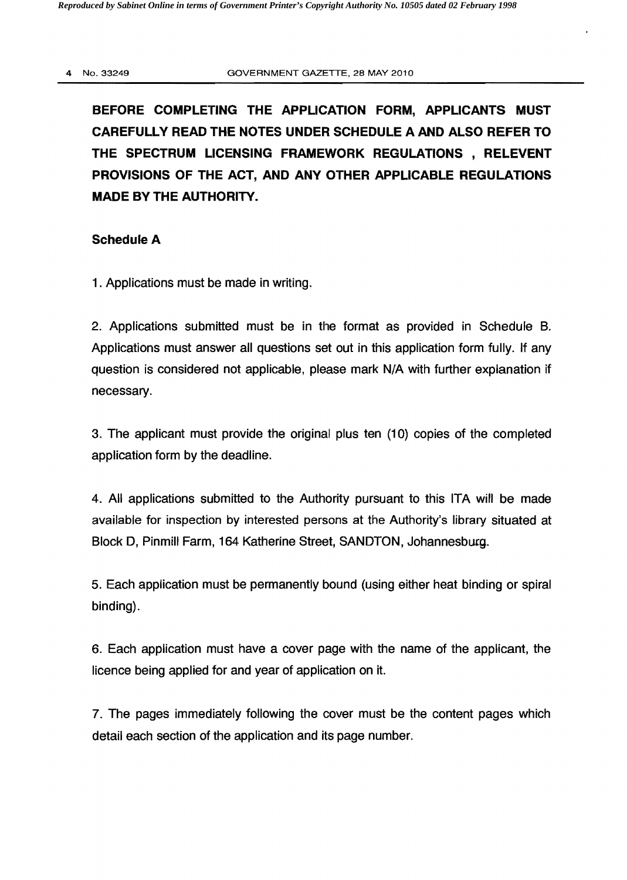**BEFORE COMPLETING THE APPLICATION FORM, APPLICANTS MUST CAREFULLY READ THE NOTES UNDER SCHEDULE A AND ALSO REFER TO THE SPECTRUM LICENSING FRAMEWORK REGULATIONS , RELEVENT PROVISIONS OF THE ACT, AND ANY OTHER APPLICABLE REGULATIONS MADE BY THE AUTHORITY.**

**Schedule A**

1. Applications must be made in writing.

2. Applications submitted must be in the format as provided in Schedule B. Applications must answer all questions set out in this application form fully. If any question is considered not applicable, please mark N/A with further explanation if necessary.

3. The applicant must provide the original plus ten (10) copies of the completed application form by the deadline.

4. All applications submitted to the Authority pursuant to this ITA will be made available for inspection by interested persons at the Authority's library situated at Block D, Pinmill Farm, 164 Katherine Street, SANDTON, Johannesburg.

5. Each application must be permanently bound (using either heat binding or spiral binding).

6. Each application must have a cover page with the name of the applicant, the licence being applied for and year of application on it.

7. The pages immediately following the cover must be the content pages which detail each section of the application and its page number.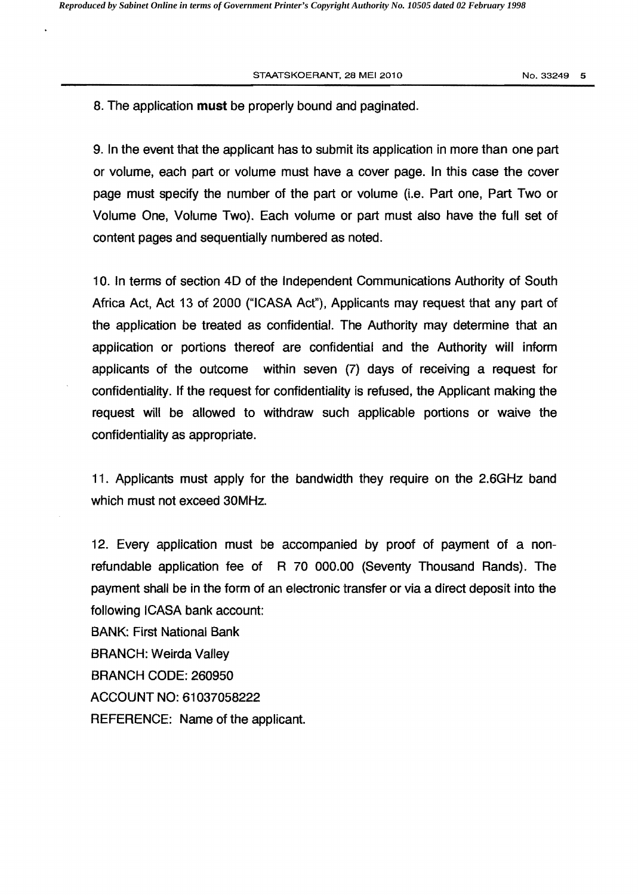8. The application **must** be properly bound and paginated.

9. In the event that the applicant has to submit its application in more than one part or volume, each part or volume must have a cover page. In this case the cover page must specify the number of the part or volume (i.e. Part one, Part Two or Volume One, Volume Two). Each volume or part must also have the full set of content pages and sequentially numbered as noted.

10. In terms of section 4D of the Independent Communications Authority of South Africa Act, Act 13 of 2000 ("ICASA Act"), Applicants may request that any part of the application be treated as confidential. The Authority may determine that an application or portions thereof are confidential and the Authority will inform applicants of the outcome within seven (7) days of receiving a request for confidentiality. If the request for confidentiality is refused, the Applicant making the request will be allowed to withdraw such applicable portions or waive the confidentiality as appropriate.

11. Applicants must apply for the bandwidth they require on the 2.6GHz band which must not exceed 30MHz.

12. Every application must be accompanied by proof of payment of a non-refundable application fee of R 70 000.00 (Seventy Thousand Rands). The payment shall be in the form of an electronic transfer or via a direct deposit into the following ICASA bank account:
BANK: First National Bank
BRANCH: Weirda Valley
BRANCH CODE: 260950
ACCOUNT NO: 61037058222
REFERENCE: Name of the applicant.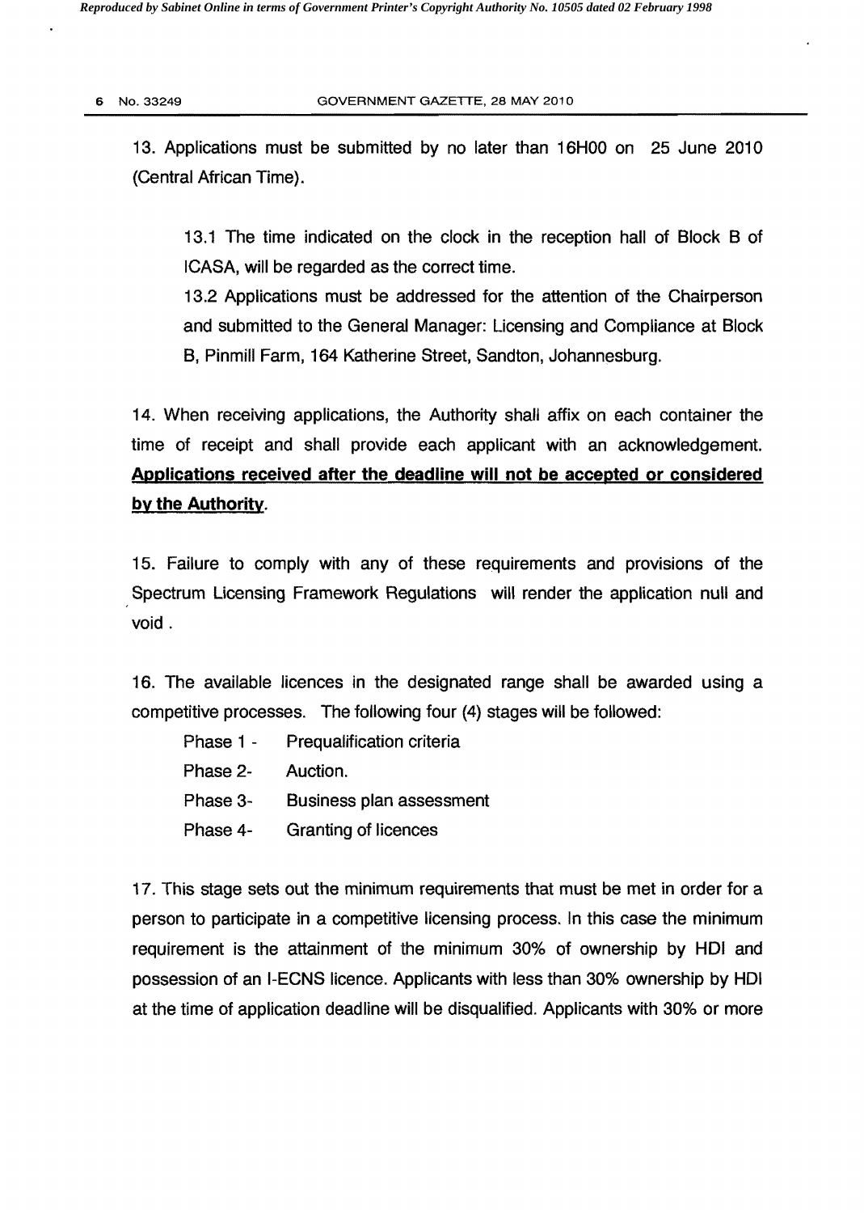13. Applications must be submitted by no later than 16H00 on 25 June 2010 (Central African Time).

13.1 The time indicated on the clock in the reception hall of Block B of ICASA, will be regarded as the correct time.

13.2 Applications must be addressed for the attention of the Chairperson and submitted to the General Manager: Licensing and Compliance at Block B, Pinmill Farm, 164 Katherine Street, Sandton, Johannesburg.

14. When receiving applications, the Authority shall affix on each container the time of receipt and shall provide each applicant with an acknowledgement. **Applications received after the deadline will not be accepted or considered by the Authority.**

15. Failure to comply with any of these requirements and provisions of the Spectrum Licensing Framework Regulations will render the application null and void .

16. The available licences in the designated range shall be awarded using a competitive processes. The following four (4) stages will be followed:

Phase 1 - Prequalification criteria

Phase 2- Auction.

Phase 3- Business plan assessment

Phase 4- Granting of licences

17. This stage sets out the minimum requirements that must be met in order for a person to participate in a competitive licensing process. In this case the minimum requirement is the attainment of the minimum 30% of ownership by HDI and possession of an I-ECNS licence. Applicants with less than 30% ownership by HDI at the time of application deadline will be disqualified. Applicants with 30% or more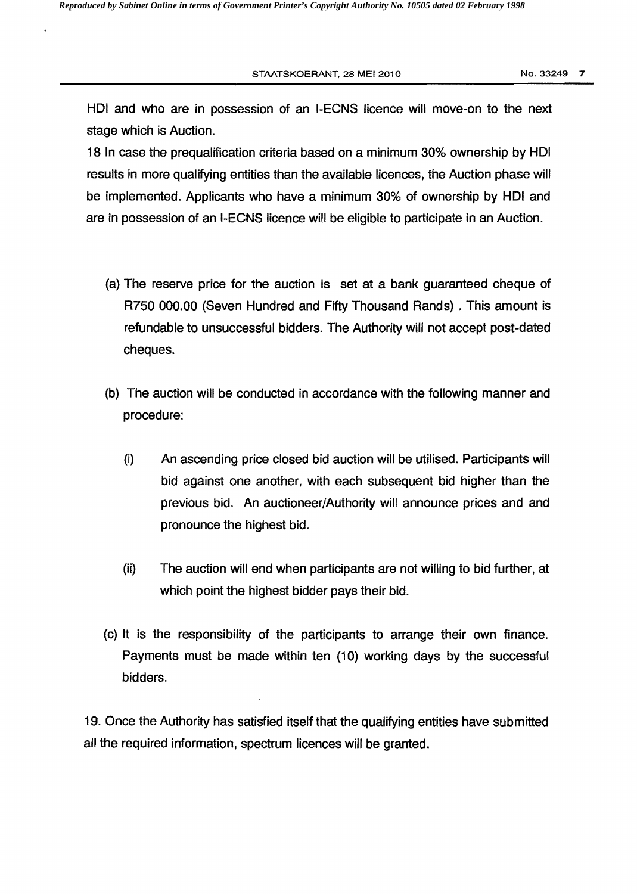HDI and who are in possession of an I-ECNS licence will move-on to the next stage which is Auction.

18 In case the prequalification criteria based on a minimum 30% ownership by HDI results in more qualifying entities than the available licences, the Auction phase will be implemented. Applicants who have a minimum 30% of ownership by HDI and are in possession of an I-ECNS licence will be eligible to participate in an Auction.

(a) The reserve price for the auction is set at a bank guaranteed cheque of R750 000.00 (Seven Hundred and Fifty Thousand Rands) . This amount is refundable to unsuccessful bidders. The Authority will not accept post-dated cheques.

(b) The auction will be conducted in accordance with the following manner and procedure:

(i) An ascending price closed bid auction will be utilised. Participants will bid against one another, with each subsequent bid higher than the previous bid. An auctioneer/Authority will announce prices and and pronounce the highest bid.

(ii) The auction will end when participants are not willing to bid further, at which point the highest bidder pays their bid.

(c) It is the responsibility of the participants to arrange their own finance. Payments must be made within ten (10) working days by the successful bidders.

19. Once the Authority has satisfied itself that the qualifying entities have submitted all the required information, spectrum licences will be granted.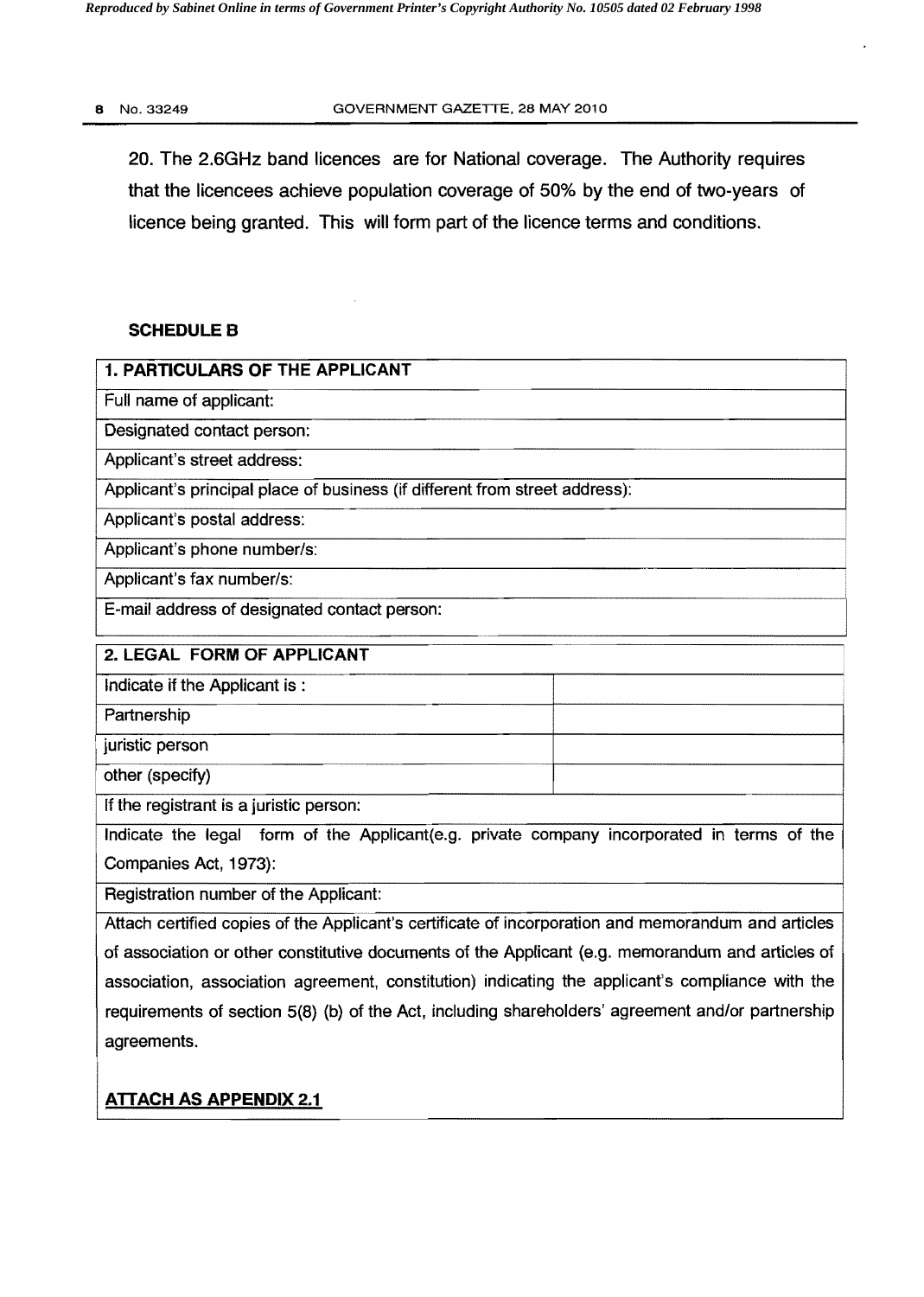20. The 2.6GHz band licences are for National coverage. The Authority requires that the licencees achieve population coverage of 50% by the end of two-years of licence being granted. This will form part of the licence terms and conditions.

**SCHEDULE B**

| **1. PARTICULARS OF THE APPLICANT** |
|---|
| Full name of applicant: |
| Designated contact person: |
| Applicant's street address: |
| Applicant's principal place of business (if different from street address): |
| Applicant's postal address: |
| Applicant's phone number/s: |
| Applicant's fax number/s: |
| E-mail address of designated contact person: |

| **2. LEGAL FORM OF APPLICANT** | |
|---|---|
| Indicate if the Applicant is : | |
| Partnership | |
| juristic person | |
| other (specify) | |
| If the registrant is a juristic person: | |
| Indicate the legal form of the Applicant(e.g. private company incorporated in terms of the Companies Act, 1973): | |
| Registration number of the Applicant: | |
| Attach certified copies of the Applicant's certificate of incorporation and memorandum and articles of association or other constitutive documents of the Applicant (e.g. memorandum and articles of association, association agreement, constitution) indicating the applicant's compliance with the requirements of section 5(8) (b) of the Act, including shareholders' agreement and/or partnership agreements.<br><br>**ATTACH AS APPENDIX 2.1** | |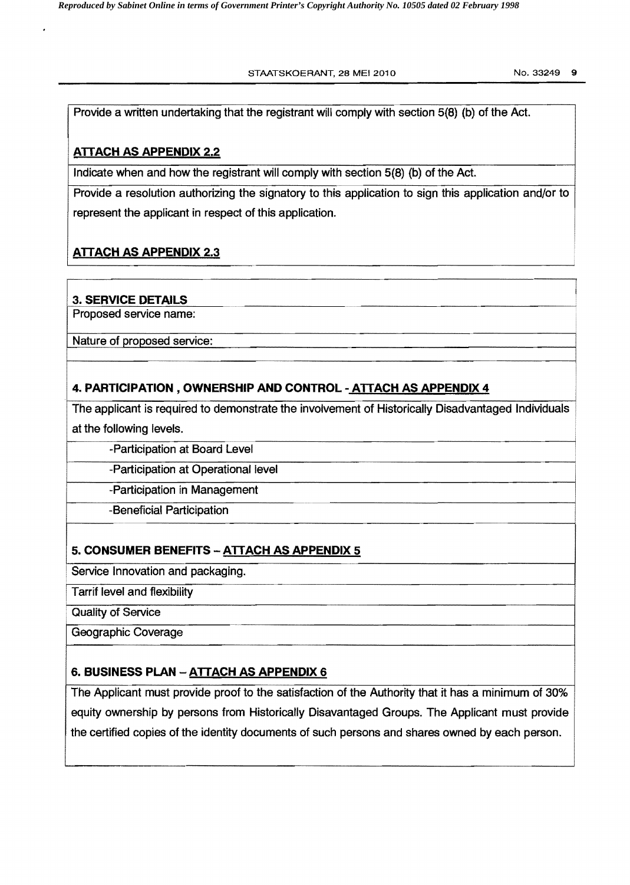Provide a written undertaking that the registrant will comply with section 5(8) (b) of the Act.

**ATTACH AS APPENDIX 2.2**

Indicate when and how the registrant will comply with section 5(8) (b) of the Act.

Provide a resolution authorizing the signatory to this application to sign this application and/or to represent the applicant in respect of this application.

**ATTACH AS APPENDIX 2.3**

**3. SERVICE DETAILS**

Proposed service name:

Nature of proposed service:

**4. PARTICIPATION , OWNERSHIP AND CONTROL - ATTACH AS APPENDIX 4**

The applicant is required to demonstrate the involvement of Historically Disadvantaged Individuals at the following levels.

- -Participation at Board Level
- -Participation at Operational level
- -Participation in Management
- -Beneficial Participation

**5. CONSUMER BENEFITS – ATTACH AS APPENDIX 5**

Service Innovation and packaging.

Tarrif level and flexibility

Quality of Service

Geographic Coverage

**6. BUSINESS PLAN – ATTACH AS APPENDIX 6**

The Applicant must provide proof to the satisfaction of the Authority that it has a minimum of 30% equity ownership by persons from Historically Disavantaged Groups. The Applicant must provide the certified copies of the identity documents of such persons and shares owned by each person.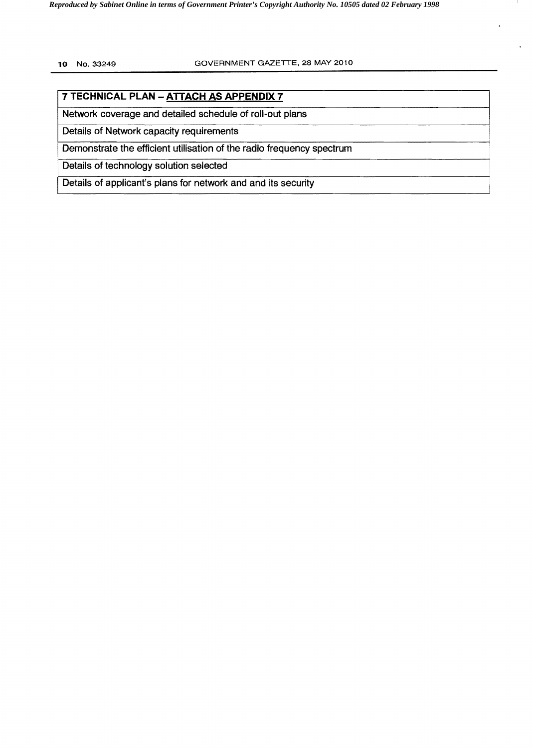| 7 TECHNICAL PLAN – <u>ATTACH AS APPENDIX 7</u> |
|---|
| Network coverage and detailed schedule of roll-out plans |
| Details of Network capacity requirements |
| Demonstrate the efficient utilisation of the radio frequency spectrum |
| Details of technology solution selected |
| Details of applicant's plans for network and and its security |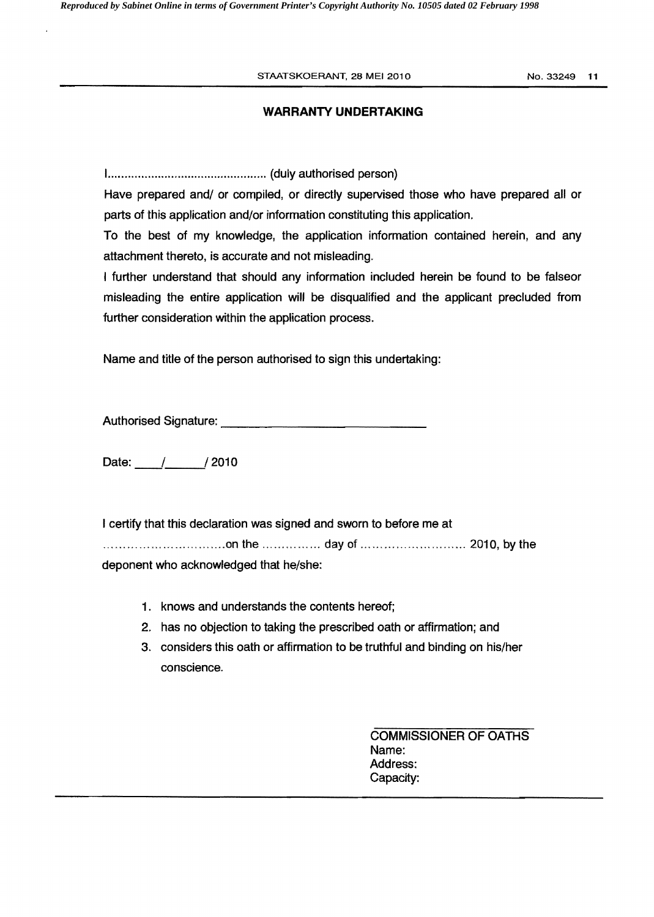## WARRANTY UNDERTAKING

I................................................ (duly authorised person)

Have prepared and/ or compiled, or directly supervised those who have prepared all or parts of this application and/or information constituting this application.

To the best of my knowledge, the application information contained herein, and any attachment thereto, is accurate and not misleading.

I further understand that should any information included herein be found to be falseor misleading the entire application will be disqualified and the applicant precluded from further consideration within the application process.

Name and title of the person authorised to sign this undertaking:

Authorised Signature: ______________________________

Date: ____/______/ 2010

I certify that this declaration was signed and sworn to before me at ..............................on the .............. day of .......................... 2010, by the deponent who acknowledged that he/she:

1. knows and understands the contents hereof;
2. has no objection to taking the prescribed oath or affirmation; and
3. considers this oath or affirmation to be truthful and binding on his/her conscience.

______________________

COMMISSIONER OF OATHS

Name:

Address:

Capacity: